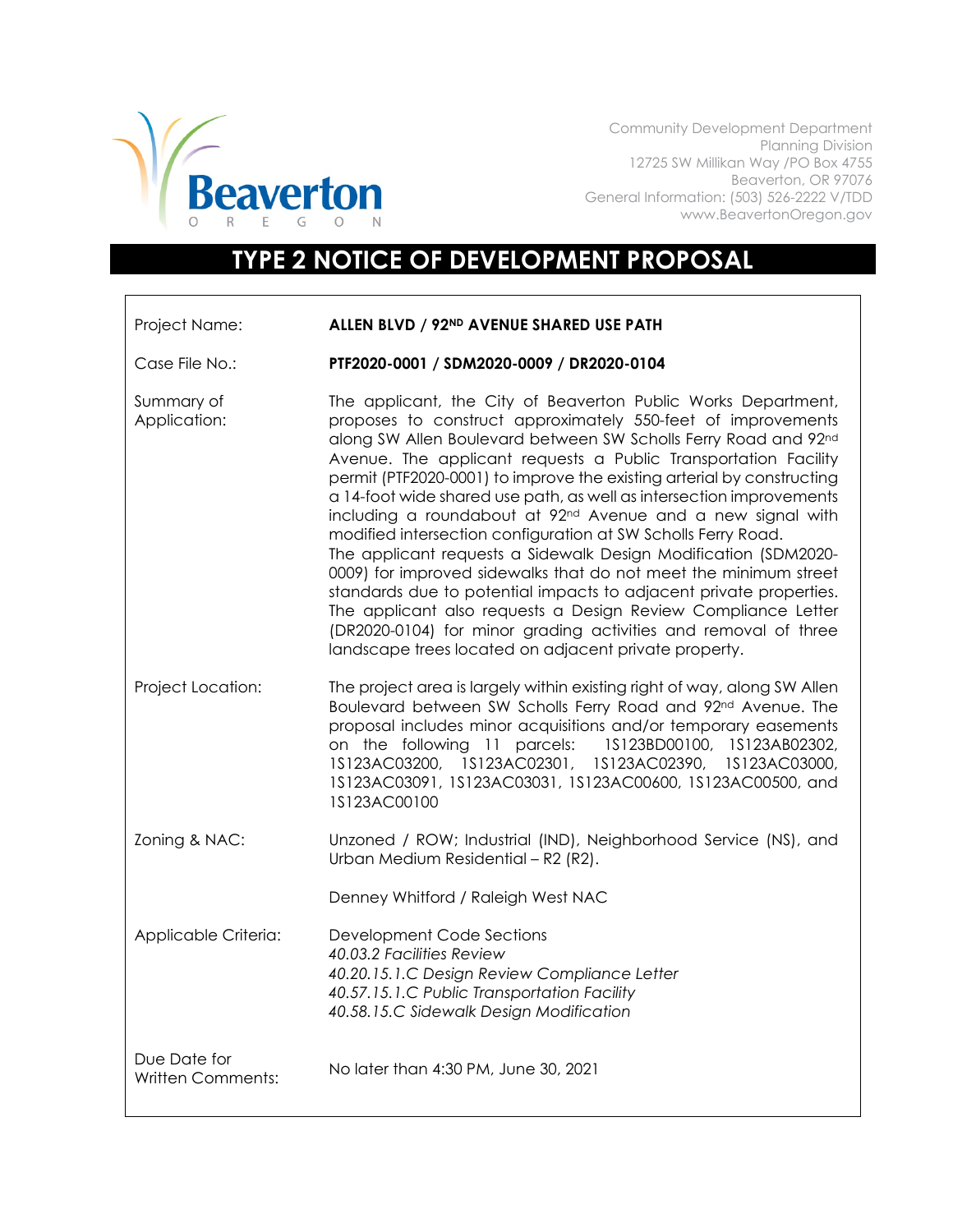Community Development Department
Planning Division
12725 SW Millikan Way /PO Box 4755
Beaverton, OR 97076
General Information: (503) 526-2222 V/TDD
www.BeavertonOregon.gov

# TYPE 2 NOTICE OF DEVELOPMENT PROPOSAL

| | |
|---|---|
| Project Name: | **ALLEN BLVD / 92ND AVENUE SHARED USE PATH** |
| Case File No.: | **PTF2020-0001 / SDM2020-0009 / DR2020-0104** |
| Summary of Application: | The applicant, the City of Beaverton Public Works Department, proposes to construct approximately 550-feet of improvements along SW Allen Boulevard between SW Scholls Ferry Road and 92nd Avenue. The applicant requests a Public Transportation Facility permit (PTF2020-0001) to improve the existing arterial by constructing a 14-foot wide shared use path, as well as intersection improvements including a roundabout at 92nd Avenue and a new signal with modified intersection configuration at SW Scholls Ferry Road. The applicant requests a Sidewalk Design Modification (SDM2020-0009) for improved sidewalks that do not meet the minimum street standards due to potential impacts to adjacent private properties. The applicant also requests a Design Review Compliance Letter (DR2020-0104) for minor grading activities and removal of three landscape trees located on adjacent private property. |
| Project Location: | The project area is largely within existing right of way, along SW Allen Boulevard between SW Scholls Ferry Road and 92nd Avenue. The proposal includes minor acquisitions and/or temporary easements on the following 11 parcels: 1S123BD00100, 1S123AB02302, 1S123AC03200, 1S123AC02301, 1S123AC02390, 1S123AC03000, 1S123AC03091, 1S123AC03031, 1S123AC00600, 1S123AC00500, and 1S123AC00100 |
| Zoning & NAC: | Unzoned / ROW; Industrial (IND), Neighborhood Service (NS), and Urban Medium Residential – R2 (R2).<br><br>Denney Whitford / Raleigh West NAC |
| Applicable Criteria: | Development Code Sections<br>*40.03.2 Facilities Review*<br>*40.20.15.1.C Design Review Compliance Letter*<br>*40.57.15.1.C Public Transportation Facility*<br>*40.58.15.C Sidewalk Design Modification* |
| Due Date for Written Comments: | No later than 4:30 PM, June 30, 2021 |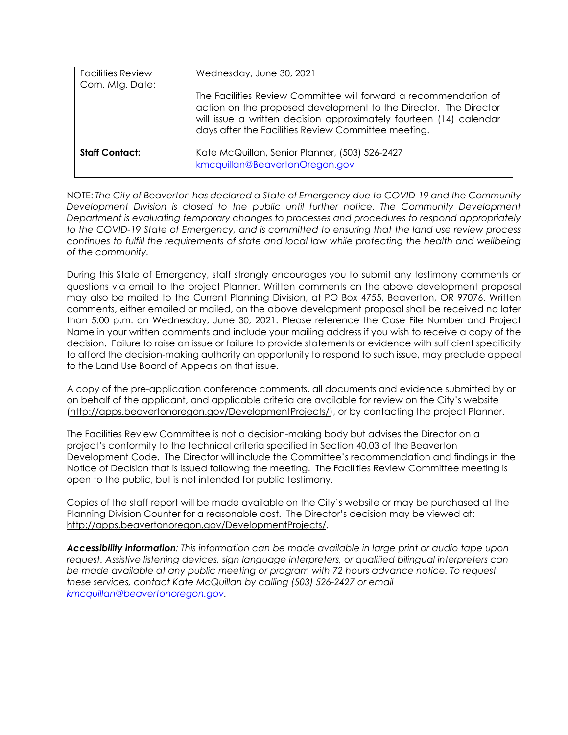| | |
|---|---|
| Facilities Review Com. Mtg. Date: | Wednesday, June 30, 2021<br><br>The Facilities Review Committee will forward a recommendation of action on the proposed development to the Director. The Director will issue a written decision approximately fourteen (14) calendar days after the Facilities Review Committee meeting. |
| **Staff Contact:** | Kate McQuillan, Senior Planner, (503) 526-2427<br>kmcquillan@BeavertonOregon.gov |

NOTE: *The City of Beaverton has declared a State of Emergency due to COVID-19 and the Community Development Division is closed to the public until further notice. The Community Development Department is evaluating temporary changes to processes and procedures to respond appropriately to the COVID-19 State of Emergency, and is committed to ensuring that the land use review process continues to fulfill the requirements of state and local law while protecting the health and wellbeing of the community.*

During this State of Emergency, staff strongly encourages you to submit any testimony comments or questions via email to the project Planner. Written comments on the above development proposal may also be mailed to the Current Planning Division, at PO Box 4755, Beaverton, OR 97076. Written comments, either emailed or mailed, on the above development proposal shall be received no later than 5:00 p.m. on Wednesday, June 30, 2021. Please reference the Case File Number and Project Name in your written comments and include your mailing address if you wish to receive a copy of the decision. Failure to raise an issue or failure to provide statements or evidence with sufficient specificity to afford the decision-making authority an opportunity to respond to such issue, may preclude appeal to the Land Use Board of Appeals on that issue.

A copy of the pre-application conference comments, all documents and evidence submitted by or on behalf of the applicant, and applicable criteria are available for review on the City's website (http://apps.beavertonoregon.gov/DevelopmentProjects/), or by contacting the project Planner.

The Facilities Review Committee is not a decision-making body but advises the Director on a project's conformity to the technical criteria specified in Section 40.03 of the Beaverton Development Code. The Director will include the Committee's recommendation and findings in the Notice of Decision that is issued following the meeting. The Facilities Review Committee meeting is open to the public, but is not intended for public testimony.

Copies of the staff report will be made available on the City's website or may be purchased at the Planning Division Counter for a reasonable cost. The Director's decision may be viewed at: http://apps.beavertonoregon.gov/DevelopmentProjects/.

***Accessibility information****: This information can be made available in large print or audio tape upon request. Assistive listening devices, sign language interpreters, or qualified bilingual interpreters can be made available at any public meeting or program with 72 hours advance notice. To request these services, contact Kate McQuillan by calling (503) 526-2427 or email kmcquillan@beavertonoregon.gov.*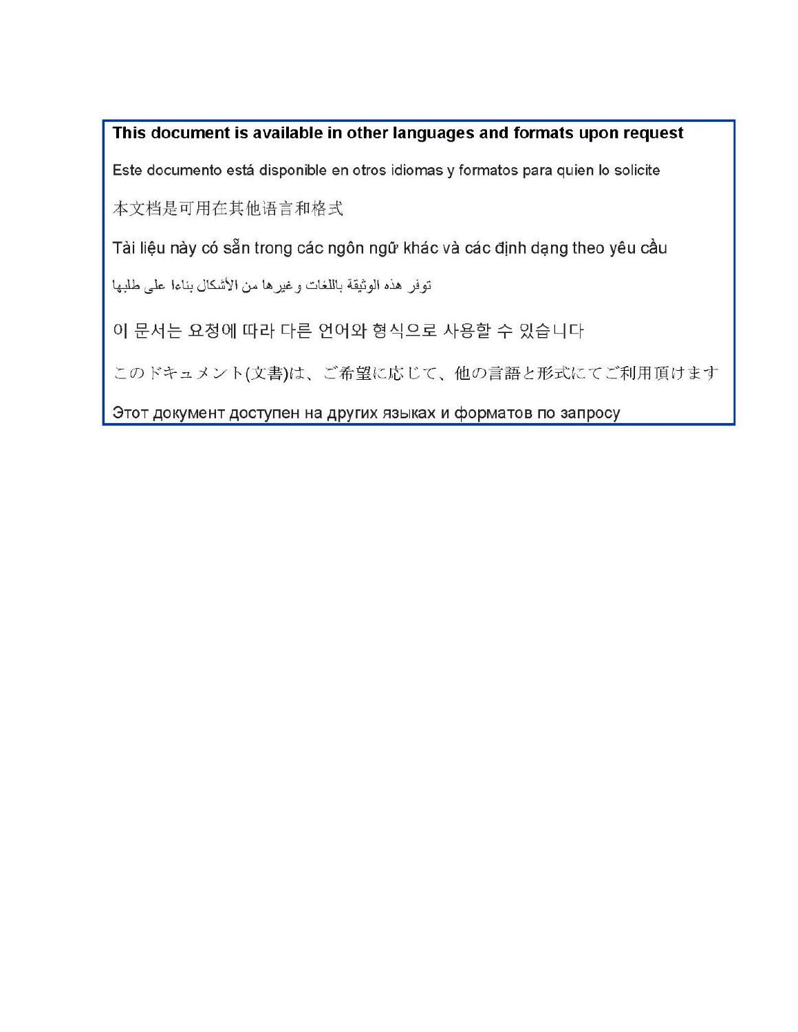**This document is available in other languages and formats upon request**

Este documento está disponible en otros idiomas y formatos para quien lo solicite

本文档是可用在其他语言和格式

Tài liệu này có sẵn trong các ngôn ngữ khác và các định dạng theo yêu cầu

توفر هذه الوثيقة باللغات وغيرها من الأشكال بناءا على طلبها

이 문서는 요청에 따라 다른 언어와 형식으로 사용할 수 있습니다

このドキュメント(文書)は、ご希望に応じて、他の言語と形式にてご利用頂けます

Этот документ доступен на других языках и форматов по запросу